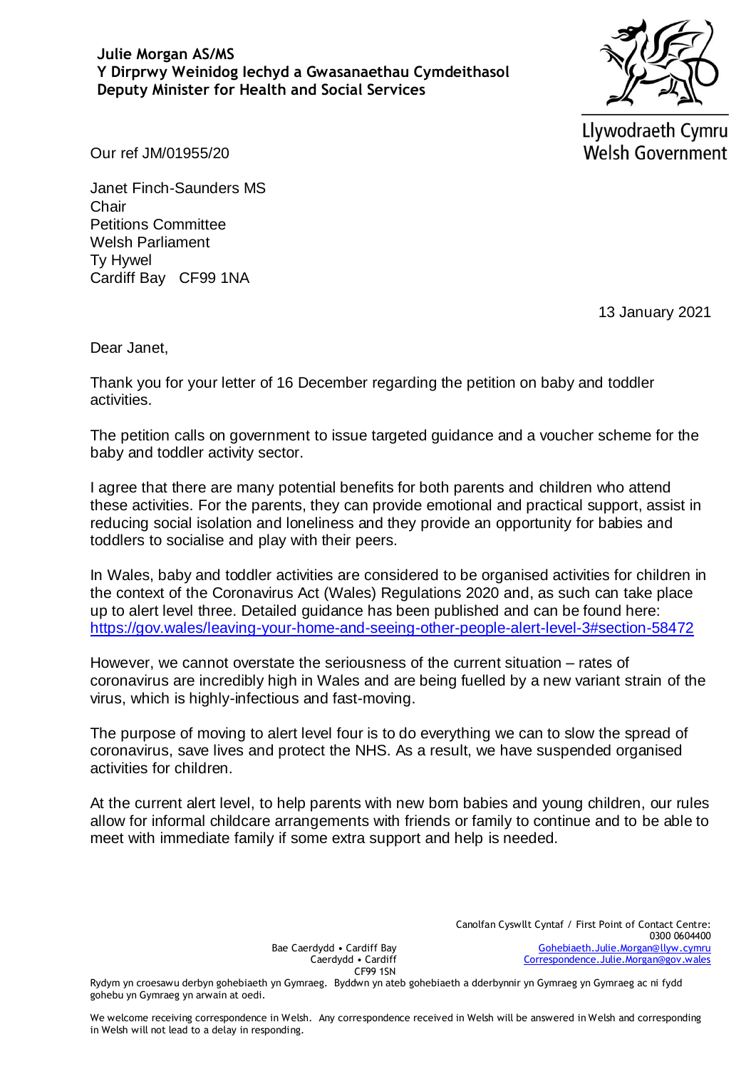**Julie Morgan AS/MS**
**Y Dirprwy Weinidog Iechyd a Gwasanaethau Cymdeithasol**
**Deputy Minister for Health and Social Services**

Llywodraeth Cymru
Welsh Government

Our ref JM/01955/20

Janet Finch-Saunders MS
Chair
Petitions Committee
Welsh Parliament
Ty Hywel
Cardiff Bay CF99 1NA

13 January 2021

Dear Janet,

Thank you for your letter of 16 December regarding the petition on baby and toddler activities.

The petition calls on government to issue targeted guidance and a voucher scheme for the baby and toddler activity sector.

I agree that there are many potential benefits for both parents and children who attend these activities. For the parents, they can provide emotional and practical support, assist in reducing social isolation and loneliness and they provide an opportunity for babies and toddlers to socialise and play with their peers.

In Wales, baby and toddler activities are considered to be organised activities for children in the context of the Coronavirus Act (Wales) Regulations 2020 and, as such can take place up to alert level three. Detailed guidance has been published and can be found here: https://gov.wales/leaving-your-home-and-seeing-other-people-alert-level-3#section-58472

However, we cannot overstate the seriousness of the current situation – rates of coronavirus are incredibly high in Wales and are being fuelled by a new variant strain of the virus, which is highly-infectious and fast-moving.

The purpose of moving to alert level four is to do everything we can to slow the spread of coronavirus, save lives and protect the NHS. As a result, we have suspended organised activities for children.

At the current alert level, to help parents with new born babies and young children, our rules allow for informal childcare arrangements with friends or family to continue and to be able to meet with immediate family if some extra support and help is needed.

Bae Caerdydd • Cardiff Bay
Caerdydd • Cardiff
CF99 1SN

Canolfan Cyswllt Cyntaf / First Point of Contact Centre:
0300 0604400
Gohebiaeth.Julie.Morgan@llyw.cymru
Correspondence.Julie.Morgan@gov.wales

Rydym yn croesawu derbyn gohebiaeth yn Gymraeg. Byddwn yn ateb gohebiaeth a dderbynnir yn Gymraeg yn Gymraeg ac ni fydd gohebu yn Gymraeg yn arwain at oedi.

We welcome receiving correspondence in Welsh. Any correspondence received in Welsh will be answered in Welsh and corresponding in Welsh will not lead to a delay in responding.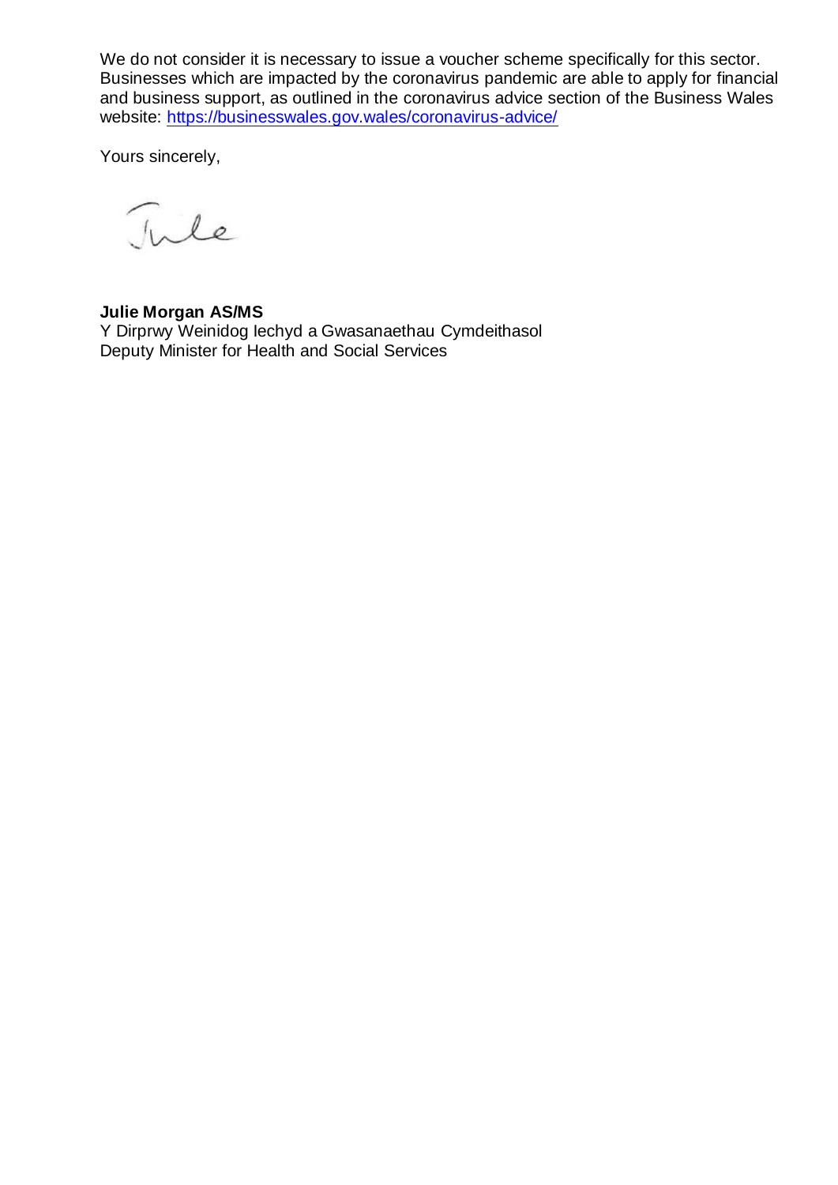We do not consider it is necessary to issue a voucher scheme specifically for this sector. Businesses which are impacted by the coronavirus pandemic are able to apply for financial and business support, as outlined in the coronavirus advice section of the Business Wales website: https://businesswales.gov.wales/coronavirus-advice/

Yours sincerely,

**Julie Morgan AS/MS**
Y Dirprwy Weinidog Iechyd a Gwasanaethau Cymdeithasol
Deputy Minister for Health and Social Services